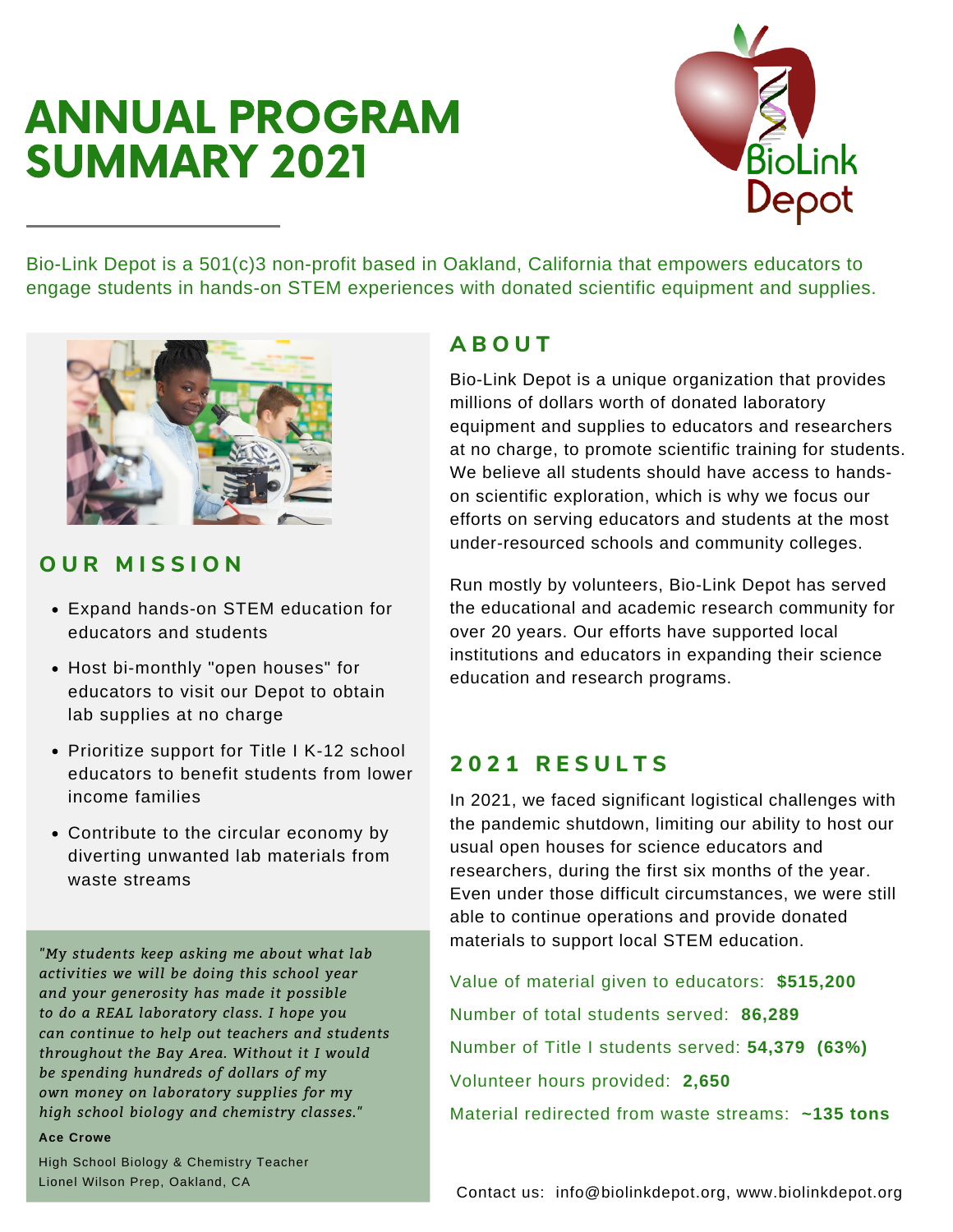# ANNUAL PROGRAM SUMMARY 2021

BioLink Depot

Bio-Link Depot is a 501(c)3 non-profit based in Oakland, California that empowers educators to engage students in hands-on STEM experiences with donated scientific equipment and supplies.

## OUR MISSION

- Expand hands-on STEM education for educators and students
- Host bi-monthly "open houses" for educators to visit our Depot to obtain lab supplies at no charge
- Prioritize support for Title I K-12 school educators to benefit students from lower income families
- Contribute to the circular economy by diverting unwanted lab materials from waste streams

*"My students keep asking me about what lab activities we will be doing this school year and your generosity has made it possible to do a REAL laboratory class. I hope you can continue to help out teachers and students throughout the Bay Area. Without it I would be spending hundreds of dollars of my own money on laboratory supplies for my high school biology and chemistry classes."*

**Ace Crowe**

High School Biology & Chemistry Teacher
Lionel Wilson Prep, Oakland, CA

## ABOUT

Bio-Link Depot is a unique organization that provides millions of dollars worth of donated laboratory equipment and supplies to educators and researchers at no charge, to promote scientific training for students. We believe all students should have access to hands-on scientific exploration, which is why we focus our efforts on serving educators and students at the most under-resourced schools and community colleges.

Run mostly by volunteers, Bio-Link Depot has served the educational and academic research community for over 20 years. Our efforts have supported local institutions and educators in expanding their science education and research programs.

## 2021 RESULTS

In 2021, we faced significant logistical challenges with the pandemic shutdown, limiting our ability to host our usual open houses for science educators and researchers, during the first six months of the year. Even under those difficult circumstances, we were still able to continue operations and provide donated materials to support local STEM education.

Value of material given to educators: **$515,200**

Number of total students served: **86,289**

Number of Title I students served: **54,379 (63%)**

Volunteer hours provided: **2,650**

Material redirected from waste streams: **~135 tons**

Contact us: info@biolinkdepot.org, www.biolinkdepot.org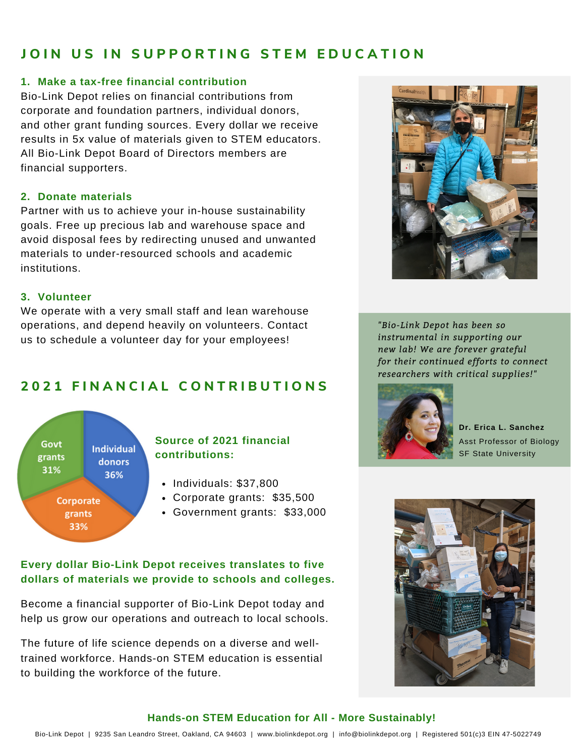# JOIN US IN SUPPORTING STEM EDUCATION

### 1. Make a tax-free financial contribution

Bio-Link Depot relies on financial contributions from corporate and foundation partners, individual donors, and other grant funding sources. Every dollar we receive results in 5x value of materials given to STEM educators. All Bio-Link Depot Board of Directors members are financial supporters.

### 2. Donate materials

Partner with us to achieve your in-house sustainability goals. Free up precious lab and warehouse space and avoid disposal fees by redirecting unused and unwanted materials to under-resourced schools and academic institutions.

### 3. Volunteer

We operate with a very small staff and lean warehouse operations, and depend heavily on volunteers. Contact us to schedule a volunteer day for your employees!

*"Bio-Link Depot has been so instrumental in supporting our new lab! We are forever grateful for their continued efforts to connect researchers with critical supplies!"*

**Dr. Erica L. Sanchez**
Asst Professor of Biology
SF State University

# 2021 FINANCIAL CONTRIBUTIONS

Govt grants 31%
Individual donors 36%
Corporate grants 33%

### Source of 2021 financial contributions:

- Individuals: $37,800
- Corporate grants: $35,500
- Government grants: $33,000

**Every dollar Bio-Link Depot receives translates to five dollars of materials we provide to schools and colleges.**

Become a financial supporter of Bio-Link Depot today and help us grow our operations and outreach to local schools.

The future of life science depends on a diverse and well-trained workforce. Hands-on STEM education is essential to building the workforce of the future.

**Hands-on STEM Education for All - More Sustainably!**

Bio-Link Depot | 9235 San Leandro Street, Oakland, CA 94603 | www.biolinkdepot.org | info@biolinkdepot.org | Registered 501(c)3 EIN 47-5022749